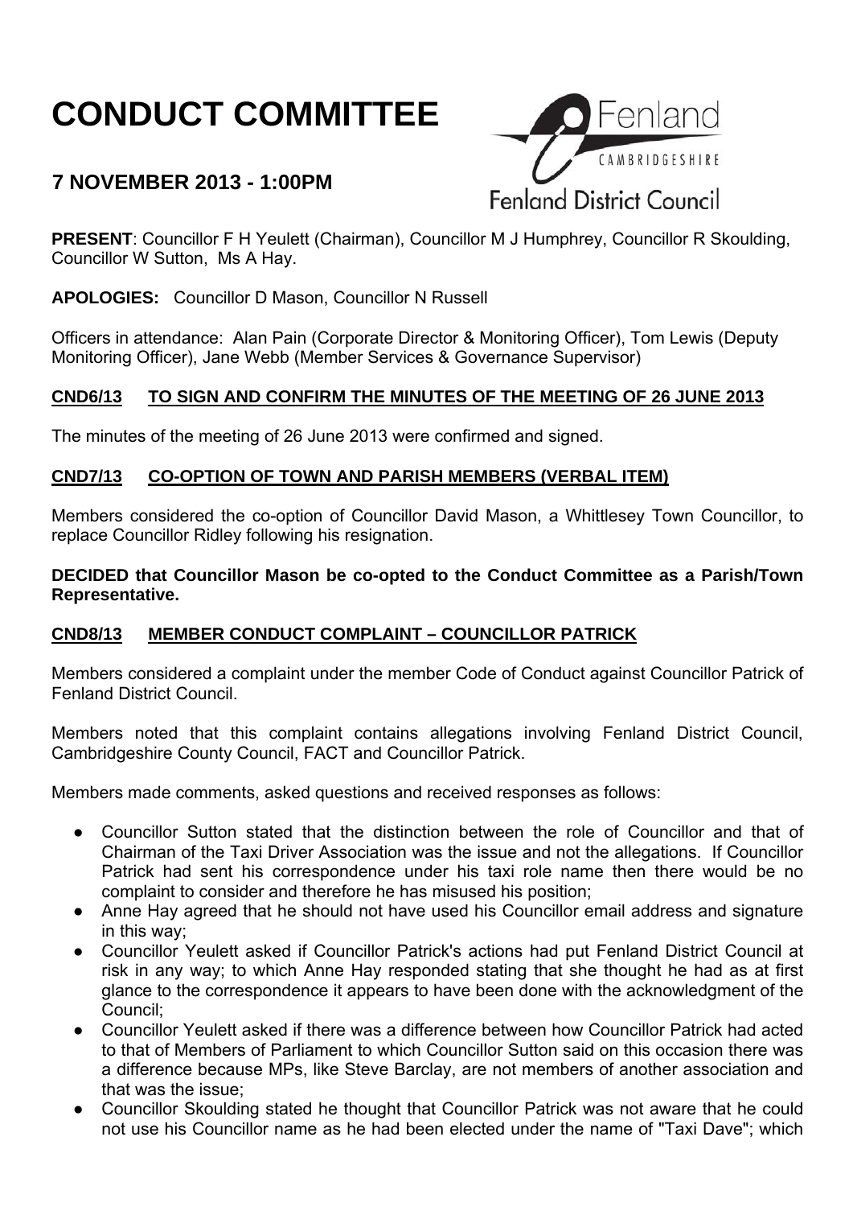# CONDUCT COMMITTEE

## 7 NOVEMBER 2013 - 1:00PM

Fenland CAMBRIDGESHIRE Fenland District Council

**PRESENT**: Councillor F H Yeulett (Chairman), Councillor M J Humphrey, Councillor R Skoulding, Councillor W Sutton, Ms A Hay.

**APOLOGIES:** Councillor D Mason, Councillor N Russell

Officers in attendance: Alan Pain (Corporate Director & Monitoring Officer), Tom Lewis (Deputy Monitoring Officer), Jane Webb (Member Services & Governance Supervisor)

### CND6/13 TO SIGN AND CONFIRM THE MINUTES OF THE MEETING OF 26 JUNE 2013

The minutes of the meeting of 26 June 2013 were confirmed and signed.

### CND7/13 CO-OPTION OF TOWN AND PARISH MEMBERS (VERBAL ITEM)

Members considered the co-option of Councillor David Mason, a Whittlesey Town Councillor, to replace Councillor Ridley following his resignation.

**DECIDED that Councillor Mason be co-opted to the Conduct Committee as a Parish/Town Representative.**

### CND8/13 MEMBER CONDUCT COMPLAINT – COUNCILLOR PATRICK

Members considered a complaint under the member Code of Conduct against Councillor Patrick of Fenland District Council.

Members noted that this complaint contains allegations involving Fenland District Council, Cambridgeshire County Council, FACT and Councillor Patrick.

Members made comments, asked questions and received responses as follows:

- Councillor Sutton stated that the distinction between the role of Councillor and that of Chairman of the Taxi Driver Association was the issue and not the allegations. If Councillor Patrick had sent his correspondence under his taxi role name then there would be no complaint to consider and therefore he has misused his position;
- Anne Hay agreed that he should not have used his Councillor email address and signature in this way;
- Councillor Yeulett asked if Councillor Patrick's actions had put Fenland District Council at risk in any way; to which Anne Hay responded stating that she thought he had as at first glance to the correspondence it appears to have been done with the acknowledgment of the Council;
- Councillor Yeulett asked if there was a difference between how Councillor Patrick had acted to that of Members of Parliament to which Councillor Sutton said on this occasion there was a difference because MPs, like Steve Barclay, are not members of another association and that was the issue;
- Councillor Skoulding stated he thought that Councillor Patrick was not aware that he could not use his Councillor name as he had been elected under the name of "Taxi Dave"; which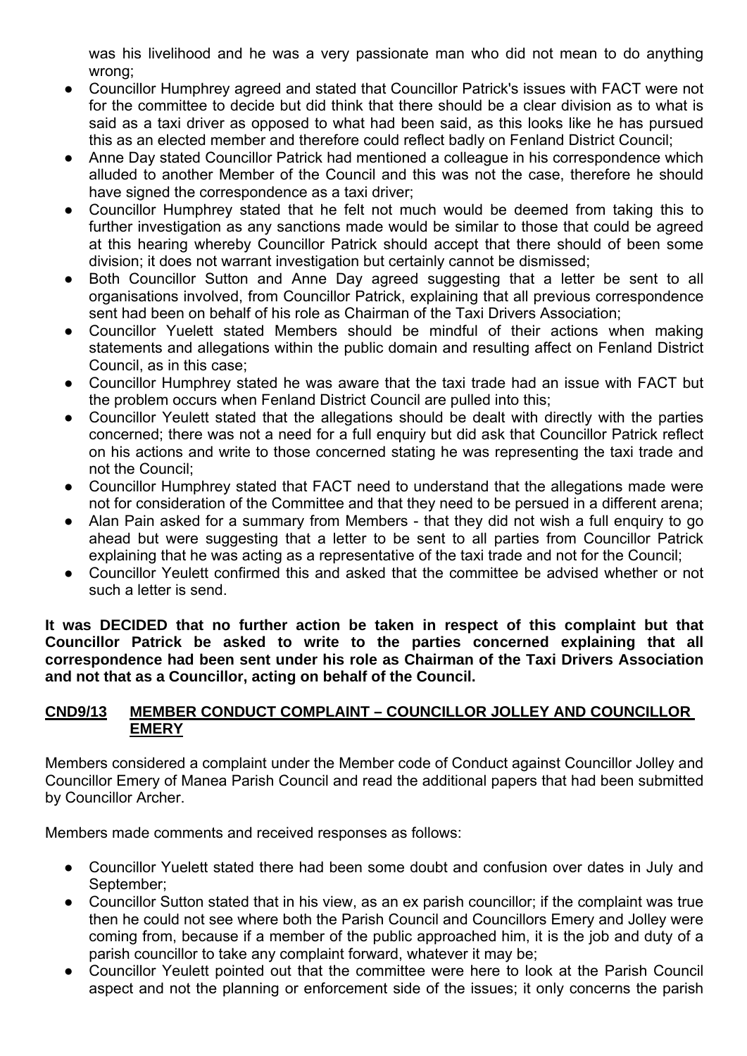was his livelihood and he was a very passionate man who did not mean to do anything wrong;

- Councillor Humphrey agreed and stated that Councillor Patrick's issues with FACT were not for the committee to decide but did think that there should be a clear division as to what is said as a taxi driver as opposed to what had been said, as this looks like he has pursued this as an elected member and therefore could reflect badly on Fenland District Council;
- Anne Day stated Councillor Patrick had mentioned a colleague in his correspondence which alluded to another Member of the Council and this was not the case, therefore he should have signed the correspondence as a taxi driver;
- Councillor Humphrey stated that he felt not much would be deemed from taking this to further investigation as any sanctions made would be similar to those that could be agreed at this hearing whereby Councillor Patrick should accept that there should of been some division; it does not warrant investigation but certainly cannot be dismissed;
- Both Councillor Sutton and Anne Day agreed suggesting that a letter be sent to all organisations involved, from Councillor Patrick, explaining that all previous correspondence sent had been on behalf of his role as Chairman of the Taxi Drivers Association;
- Councillor Yuelett stated Members should be mindful of their actions when making statements and allegations within the public domain and resulting affect on Fenland District Council, as in this case;
- Councillor Humphrey stated he was aware that the taxi trade had an issue with FACT but the problem occurs when Fenland District Council are pulled into this;
- Councillor Yeulett stated that the allegations should be dealt with directly with the parties concerned; there was not a need for a full enquiry but did ask that Councillor Patrick reflect on his actions and write to those concerned stating he was representing the taxi trade and not the Council;
- Councillor Humphrey stated that FACT need to understand that the allegations made were not for consideration of the Committee and that they need to be persued in a different arena;
- Alan Pain asked for a summary from Members - that they did not wish a full enquiry to go ahead but were suggesting that a letter to be sent to all parties from Councillor Patrick explaining that he was acting as a representative of the taxi trade and not for the Council;
- Councillor Yeulett confirmed this and asked that the committee be advised whether or not such a letter is send.

**It was DECIDED that no further action be taken in respect of this complaint but that Councillor Patrick be asked to write to the parties concerned explaining that all correspondence had been sent under his role as Chairman of the Taxi Drivers Association and not that as a Councillor, acting on behalf of the Council.**

## CND9/13 MEMBER CONDUCT COMPLAINT – COUNCILLOR JOLLEY AND COUNCILLOR EMERY

Members considered a complaint under the Member code of Conduct against Councillor Jolley and Councillor Emery of Manea Parish Council and read the additional papers that had been submitted by Councillor Archer.

Members made comments and received responses as follows:

- Councillor Yuelett stated there had been some doubt and confusion over dates in July and September;
- Councillor Sutton stated that in his view, as an ex parish councillor; if the complaint was true then he could not see where both the Parish Council and Councillors Emery and Jolley were coming from, because if a member of the public approached him, it is the job and duty of a parish councillor to take any complaint forward, whatever it may be;
- Councillor Yeulett pointed out that the committee were here to look at the Parish Council aspect and not the planning or enforcement side of the issues; it only concerns the parish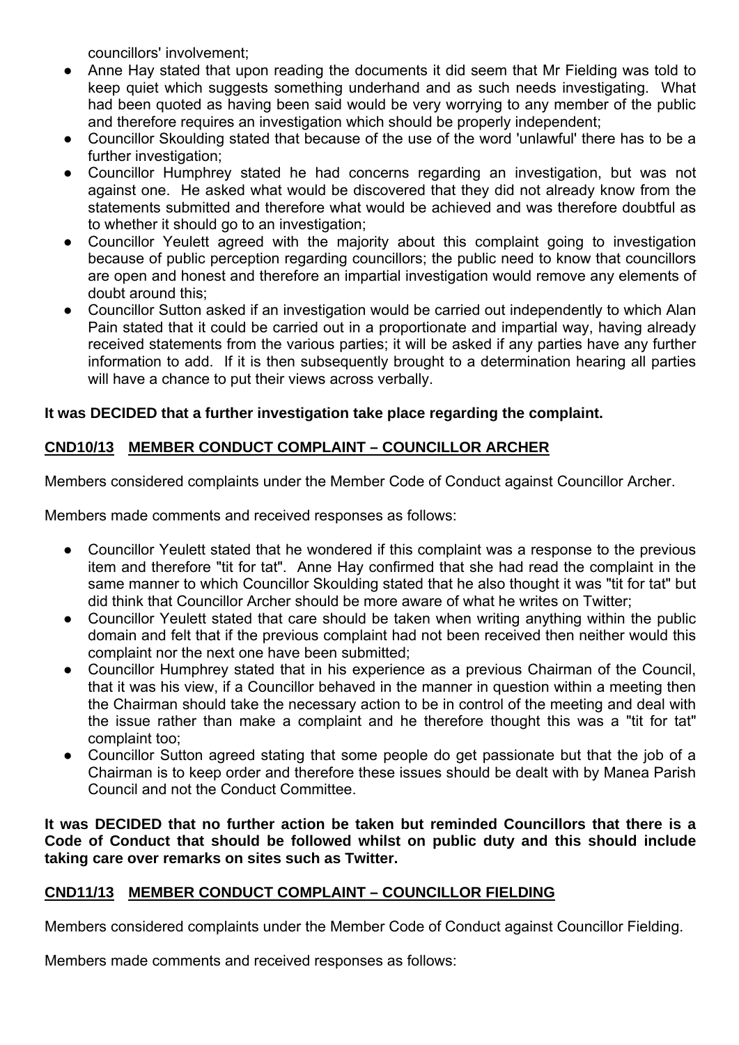councillors' involvement;

- Anne Hay stated that upon reading the documents it did seem that Mr Fielding was told to keep quiet which suggests something underhand and as such needs investigating. What had been quoted as having been said would be very worrying to any member of the public and therefore requires an investigation which should be properly independent;
- Councillor Skoulding stated that because of the use of the word 'unlawful' there has to be a further investigation;
- Councillor Humphrey stated he had concerns regarding an investigation, but was not against one. He asked what would be discovered that they did not already know from the statements submitted and therefore what would be achieved and was therefore doubtful as to whether it should go to an investigation;
- Councillor Yeulett agreed with the majority about this complaint going to investigation because of public perception regarding councillors; the public need to know that councillors are open and honest and therefore an impartial investigation would remove any elements of doubt around this;
- Councillor Sutton asked if an investigation would be carried out independently to which Alan Pain stated that it could be carried out in a proportionate and impartial way, having already received statements from the various parties; it will be asked if any parties have any further information to add. If it is then subsequently brought to a determination hearing all parties will have a chance to put their views across verbally.

**It was DECIDED that a further investigation take place regarding the complaint.**

## CND10/13 MEMBER CONDUCT COMPLAINT – COUNCILLOR ARCHER

Members considered complaints under the Member Code of Conduct against Councillor Archer.

Members made comments and received responses as follows:

- Councillor Yeulett stated that he wondered if this complaint was a response to the previous item and therefore "tit for tat". Anne Hay confirmed that she had read the complaint in the same manner to which Councillor Skoulding stated that he also thought it was "tit for tat" but did think that Councillor Archer should be more aware of what he writes on Twitter;
- Councillor Yeulett stated that care should be taken when writing anything within the public domain and felt that if the previous complaint had not been received then neither would this complaint nor the next one have been submitted;
- Councillor Humphrey stated that in his experience as a previous Chairman of the Council, that it was his view, if a Councillor behaved in the manner in question within a meeting then the Chairman should take the necessary action to be in control of the meeting and deal with the issue rather than make a complaint and he therefore thought this was a "tit for tat" complaint too;
- Councillor Sutton agreed stating that some people do get passionate but that the job of a Chairman is to keep order and therefore these issues should be dealt with by Manea Parish Council and not the Conduct Committee.

**It was DECIDED that no further action be taken but reminded Councillors that there is a Code of Conduct that should be followed whilst on public duty and this should include taking care over remarks on sites such as Twitter.**

## CND11/13 MEMBER CONDUCT COMPLAINT – COUNCILLOR FIELDING

Members considered complaints under the Member Code of Conduct against Councillor Fielding.

Members made comments and received responses as follows: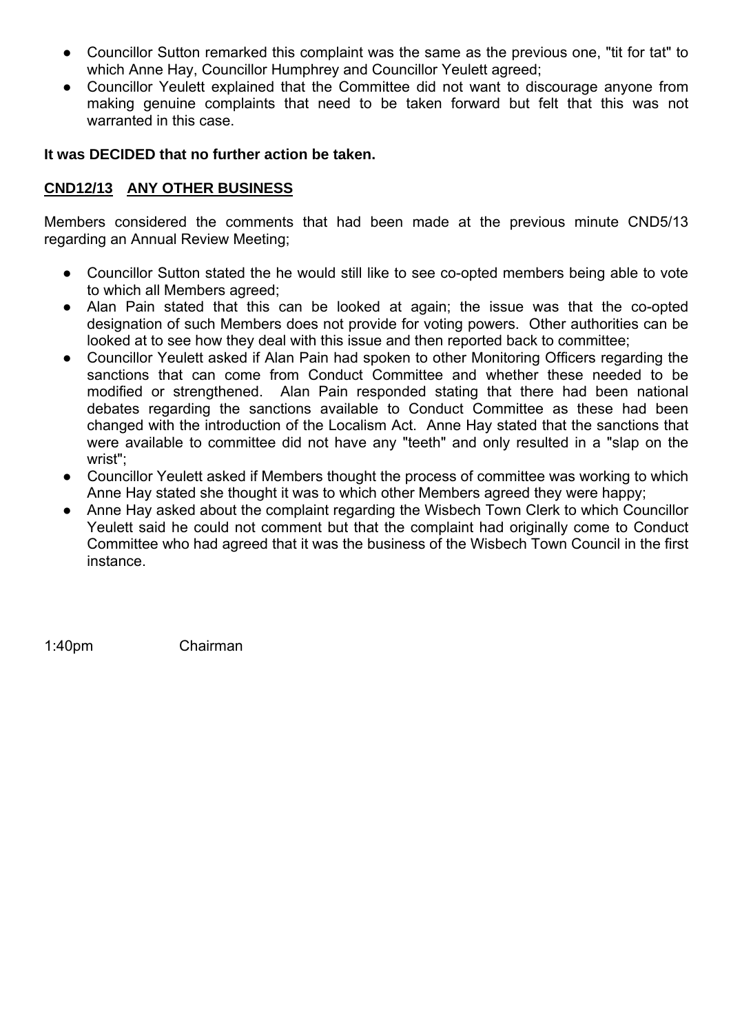- Councillor Sutton remarked this complaint was the same as the previous one, "tit for tat" to which Anne Hay, Councillor Humphrey and Councillor Yeulett agreed;
- Councillor Yeulett explained that the Committee did not want to discourage anyone from making genuine complaints that need to be taken forward but felt that this was not warranted in this case.

**It was DECIDED that no further action be taken.**

## CND12/13 ANY OTHER BUSINESS

Members considered the comments that had been made at the previous minute CND5/13 regarding an Annual Review Meeting;

- Councillor Sutton stated the he would still like to see co-opted members being able to vote to which all Members agreed;
- Alan Pain stated that this can be looked at again; the issue was that the co-opted designation of such Members does not provide for voting powers. Other authorities can be looked at to see how they deal with this issue and then reported back to committee;
- Councillor Yeulett asked if Alan Pain had spoken to other Monitoring Officers regarding the sanctions that can come from Conduct Committee and whether these needed to be modified or strengthened. Alan Pain responded stating that there had been national debates regarding the sanctions available to Conduct Committee as these had been changed with the introduction of the Localism Act. Anne Hay stated that the sanctions that were available to committee did not have any "teeth" and only resulted in a "slap on the wrist";
- Councillor Yeulett asked if Members thought the process of committee was working to which Anne Hay stated she thought it was to which other Members agreed they were happy;
- Anne Hay asked about the complaint regarding the Wisbech Town Clerk to which Councillor Yeulett said he could not comment but that the complaint had originally come to Conduct Committee who had agreed that it was the business of the Wisbech Town Council in the first instance.

1:40pm Chairman